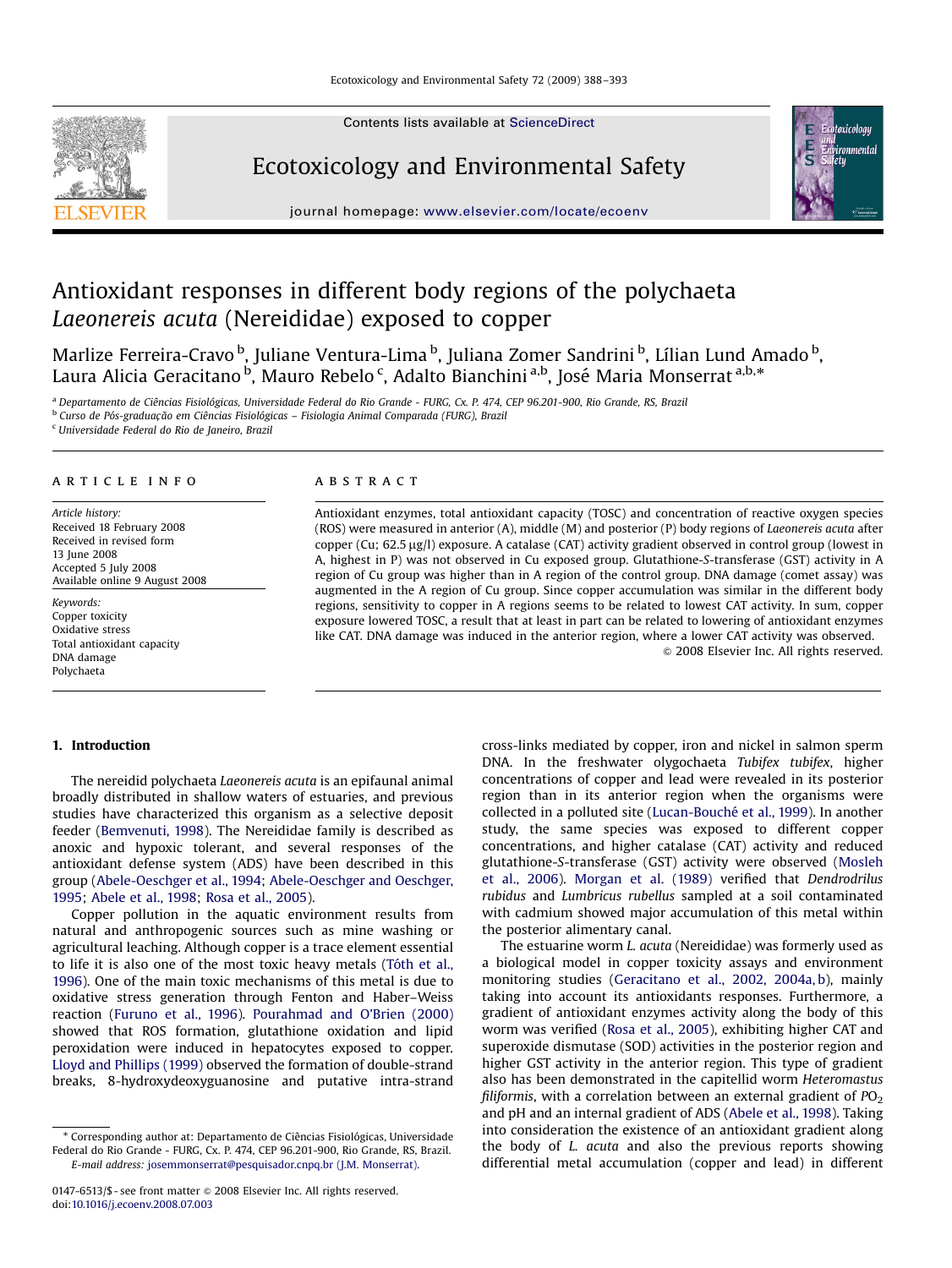Contents lists available at ScienceDirect

Ecotoxicology and Environmental Safety

journal homepage: www.elsevier.com/locate/ecoenv

# Antioxidant responses in different body regions of the polychaeta *Laeonereis acuta* (Nereididae) exposed to copper

Marlize Ferreira-Cravo[b], Juliane Ventura-Lima[b], Juliana Zomer Sandrini[b], Lílian Lund Amado[b], Laura Alicia Geracitano[b], Mauro Rebelo[c], Adalto Bianchini[a,b], José Maria Monserrat[a,b,*]

[a] Departamento de Ciências Fisiológicas, Universidade Federal do Rio Grande - FURG, Cx. P. 474, CEP 96.201-900, Rio Grande, RS, Brazil

[b] Curso de Pós-graduação em Ciências Fisiológicas – Fisiologia Animal Comparada (FURG), Brazil

[c] Universidade Federal do Rio de Janeiro, Brazil

## ARTICLE INFO

*Article history:*
Received 18 February 2008
Received in revised form
13 June 2008
Accepted 5 July 2008
Available online 9 August 2008

*Keywords:*
Copper toxicity
Oxidative stress
Total antioxidant capacity
DNA damage
Polychaeta

## ABSTRACT

Antioxidant enzymes, total antioxidant capacity (TOSC) and concentration of reactive oxygen species (ROS) were measured in anterior (A), middle (M) and posterior (P) body regions of *Laeonereis acuta* after copper (Cu; 62.5 μg/l) exposure. A catalase (CAT) activity gradient observed in control group (lowest in A, highest in P) was not observed in Cu exposed group. Glutathione-*S*-transferase (GST) activity in A region of Cu group was higher than in A region of the control group. DNA damage (comet assay) was augmented in the A region of Cu group. Since copper accumulation was similar in the different body regions, sensitivity to copper in A regions seems to be related to lowest CAT activity. In sum, copper exposure lowered TOSC, a result that at least in part can be related to lowering of antioxidant enzymes like CAT. DNA damage was induced in the anterior region, where a lower CAT activity was observed.

© 2008 Elsevier Inc. All rights reserved.

## 1. Introduction

The nereidid polychaeta *Laeonereis acuta* is an epifaunal animal broadly distributed in shallow waters of estuaries, and previous studies have characterized this organism as a selective deposit feeder (Bemvenuti, 1998). The Nereididae family is described as anoxic and hypoxic tolerant, and several responses of the antioxidant defense system (ADS) have been described in this group (Abele-Oeschger et al., 1994; Abele-Oeschger and Oeschger, 1995; Abele et al., 1998; Rosa et al., 2005).

Copper pollution in the aquatic environment results from natural and anthropogenic sources such as mine washing or agricultural leaching. Although copper is a trace element essential to life it is also one of the most toxic heavy metals (Tóth et al., 1996). One of the main toxic mechanisms of this metal is due to oxidative stress generation through Fenton and Haber–Weiss reaction (Furuno et al., 1996). Pourahmad and O'Brien (2000) showed that ROS formation, glutathione oxidation and lipid peroxidation were induced in hepatocytes exposed to copper. Lloyd and Phillips (1999) observed the formation of double-strand breaks, 8-hydroxydeoxyguanosine and putative intra-strand cross-links mediated by copper, iron and nickel in salmon sperm DNA. In the freshwater olygochaeta *Tubifex tubifex*, higher concentrations of copper and lead were revealed in its posterior region than in its anterior region when the organisms were collected in a polluted site (Lucan-Bouché et al., 1999). In another study, the same species was exposed to different copper concentrations, and higher catalase (CAT) activity and reduced glutathione-*S*-transferase (GST) activity were observed (Mosleh et al., 2006). Morgan et al. (1989) verified that *Dendrodrilus rubidus* and *Lumbricus rubellus* sampled at a soil contaminated with cadmium showed major accumulation of this metal within the posterior alimentary canal.

The estuarine worm *L. acuta* (Nereididae) was formerly used as a biological model in copper toxicity assays and environment monitoring studies (Geracitano et al., 2002, 2004a, b), mainly taking into account its antioxidants responses. Furthermore, a gradient of antioxidant enzymes activity along the body of this worm was verified (Rosa et al., 2005), exhibiting higher CAT and superoxide dismutase (SOD) activities in the posterior region and higher GST activity in the anterior region. This type of gradient also has been demonstrated in the capitellid worm *Heteromastus filiformis*, with a correlation between an external gradient of $PO_2$ and pH and an internal gradient of ADS (Abele et al., 1998). Taking into consideration the existence of an antioxidant gradient along the body of *L. acuta* and also the previous reports showing differential metal accumulation (copper and lead) in different

\* Corresponding author at: Departamento de Ciências Fisiológicas, Universidade Federal do Rio Grande - FURG, Cx. P. 474, CEP 96.201-900, Rio Grande, RS, Brazil.
*E-mail address:* josemmonserrat@pesquisador.cnpq.br (J.M. Monserrat).

0147-6513/$ - see front matter © 2008 Elsevier Inc. All rights reserved.
doi:10.1016/j.ecoenv.2008.07.003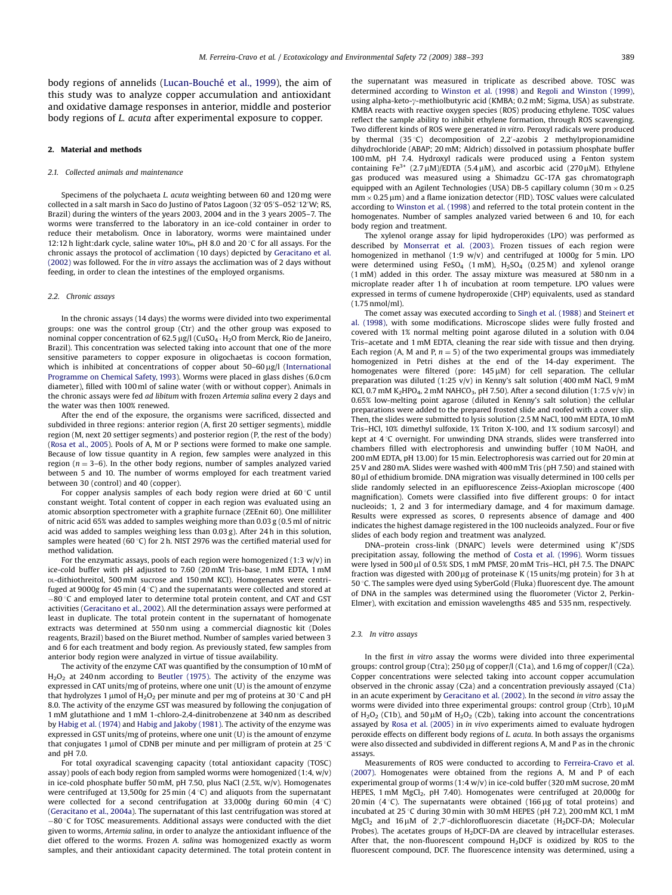body regions of annelids (Lucan-Bouché et al., 1999), the aim of this study was to analyze copper accumulation and antioxidant and oxidative damage responses in anterior, middle and posterior body regions of *L. acuta* after experimental exposure to copper.

## 2. Material and methods

### 2.1. Collected animals and maintenance

Specimens of the polychaeta *L. acuta* weighting between 60 and 120 mg were collected in a salt marsh in Saco do Justino of Patos Lagoon (32°05′S–052°12′W; RS, Brazil) during the winters of the years 2003, 2004 and in the 3 years 2005–7. The worms were transferred to the laboratory in an ice-cold container in order to reduce their metabolism. Once in laboratory, worms were maintained under 12:12 h light:dark cycle, saline water 10‰, pH 8.0 and 20 °C for all assays. For the chronic assays the protocol of acclimation (10 days) depicted by Geracitano et al. (2002) was followed. For the *in vitro* assays the acclimation was of 2 days without feeding, in order to clean the intestines of the employed organisms.

### 2.2. Chronic assays

In the chronic assays (14 days) the worms were divided into two experimental groups: one was the control group (Ctr) and the other group was exposed to nominal copper concentration of 62.5 μg/l ($CuSO_4 \cdot H_2O$ from Merck, Rio de Janeiro, Brazil). This concentration was selected taking into account that one of the more sensitive parameters to copper exposure in oligochaetas is cocoon formation, which is inhibited at concentrations of copper about 50–60 μg/l (International Programme on Chemical Safety, 1993). Worms were placed in glass dishes (6.0 cm diameter), filled with 100 ml of saline water (with or without copper). Animals in the chronic assays were fed *ad libitum* with frozen *Artemia salina* every 2 days and the water was then 100% renewed.

After the end of the exposure, the organisms were sacrificed, dissected and subdivided in three regions: anterior region (A, first 20 settiger segments), middle region (M, next 20 settiger segments) and posterior region (P, the rest of the body) (Rosa et al., 2005). Pools of A, M or P sections were formed to make one sample. Because of low tissue quantity in A region, few samples were analyzed in this region ($n = 3$–6). In the other body regions, number of samples analyzed varied between 5 and 10. The number of worms employed for each treatment varied between 30 (control) and 40 (copper).

For copper analysis samples of each body region were dried at 60 °C until constant weight. Total content of copper in each region was evaluated using an atomic absorption spectrometer with a graphite furnace (ZEEnit 60). One milliliter of nitric acid 65% was added to samples weighing more than 0.03 g (0.5 ml of nitric acid was added to samples weighing less than 0.03 g). After 24 h in this solution, samples were heated (60 °C) for 2 h. NIST 2976 was the certified material used for method validation.

For the enzymatic assays, pools of each region were homogenized (1:3 w/v) in ice-cold buffer with pH adjusted to 7.60 (20 mM Tris-base, 1 mM EDTA, 1 mM DL-dithiothreitol, 500 mM sucrose and 150 mM KCl). Homogenates were centrifuged at 9000*g* for 45 min (4 °C) and the supernatants were collected and stored at −80 °C and employed later to determine total protein content, and CAT and GST activities (Geracitano et al., 2002). All the determination assays were performed at least in duplicate. The total protein content in the supernatant of homogenate extracts was determined at 550 nm using a commercial diagnostic kit (Doles reagents, Brazil) based on the Biuret method. Number of samples varied between 3 and 6 for each treatment and body region. As previously stated, few samples from anterior body region were analyzed in virtue of tissue availability.

The activity of the enzyme CAT was quantified by the consumption of 10 mM of $H_2O_2$ at 240 nm according to Beutler (1975). The activity of the enzyme was expressed in CAT units/mg of proteins, where one unit (U) is the amount of enzyme that hydrolyzes 1 μmol of $H_2O_2$ per minute and per mg of proteins at 30 °C and pH 8.0. The activity of the enzyme GST was measured by following the conjugation of 1 mM glutathione and 1 mM 1-chloro-2,4-dinitrobenzene at 340 nm as described by Habig et al. (1974) and Habig and Jakoby (1981). The activity of the enzyme was expressed in GST units/mg of proteins, where one unit (U) is the amount of enzyme that conjugates 1 μmol of CDNB per minute and per milligram of protein at 25 °C and pH 7.0.

For total oxyradical scavenging capacity (total antioxidant capacity (TOSC) assay) pools of each body region from sampled worms were homogenized (1:4, w/v) in ice-cold phosphate buffer 50 mM, pH 7.50, plus NaCl (2.5%, w/v). Homogenates were centrifuged at 13,500*g* for 25 min (4 °C) and aliquots from the supernatant were collected for a second centrifugation at 33,000*g* during 60 min (4 °C) (Geracitano et al., 2004a). The supernatant of this last centrifugation was stored at −80 °C for TOSC measurements. Additional assays were conducted with the diet given to worms, *Artemia salina*, in order to analyze the antioxidant influence of the diet offered to the worms. Frozen *A. salina* was homogenized exactly as worm samples, and their antioxidant capacity determined. The total protein content in the supernatant was measured in triplicate as described above. TOSC was determined according to Winston et al. (1998) and Regoli and Winston (1999), using alpha-keto-γ-methiolbutyric acid (KMBA; 0.2 mM; Sigma, USA) as substrate. KMBA reacts with reactive oxygen species (ROS) producing ethylene. TOSC values reflect the sample ability to inhibit ethylene formation, through ROS scavenging. Two different kinds of ROS were generated *in vitro*. Peroxyl radicals were produced by thermal (35 °C) decomposition of 2,2′-azobis 2 methylpropionamidine dihydrochloride (ABAP; 20 mM; Aldrich) dissolved in potassium phosphate buffer 100 mM, pH 7.4. Hydroxyl radicals were produced using a Fenton system containing $Fe^{3+}$ (2.7 μM)/EDTA (5.4 μM), and ascorbic acid (270 μM). Ethylene gas produced was measured using a Shimadzu GC-17A gas chromatograph equipped with an Agilent Technologies (USA) DB-5 capillary column (30 m × 0.25 mm × 0.25 μm) and a flame ionization detector (FID). TOSC values were calculated according to Winston et al. (1998) and referred to the total protein content in the homogenates. Number of samples analyzed varied between 6 and 10, for each body region and treatment.

The xylenol orange assay for lipid hydroperoxides (LPO) was performed as described by Monserrat et al. (2003). Frozen tissues of each region were homogenized in methanol (1:9 w/v) and centrifuged at 1000*g* for 5 min. LPO were determined using $FeSO_4$ (1 mM), $H_2SO_4$ (0.25 M) and xylenol orange (1 mM) added in this order. The assay mixture was measured at 580 nm in a microplate reader after 1 h of incubation at room tempeture. LPO values were expressed in terms of cumene hydroperoxide (CHP) equivalents, used as standard (1.75 nmol/ml).

The comet assay was executed according to Singh et al. (1988) and Steinert et al. (1998), with some modifications. Microscope slides were fully frosted and covered with 1% normal melting point agarose diluted in a solution with 0.04 Tris–acetate and 1 mM EDTA, cleaning the rear side with tissue and then drying. Each region (A, M and P, $n = 5$) of the two experimental groups was immediately homogenized in Petri dishes at the end of the 14-day experiment. The homogenates were filtered (pore: 145 μM) for cell separation. The cellular preparation was diluted (1:25 v/v) in Kenny's salt solution (400 mM NaCl, 9 mM KCl, 0.7 mM $K_2HPO_4$, 2 mM $NAHCO_3$, pH 7.50). After a second dilution (1:7.5 v/v) in 0.65% low-melting point agarose (diluted in Kenny's salt solution) the cellular preparations were added to the prepared frosted slide and roofed with a cover slip. Then, the slides were submitted to lysis solution (2.5 M NaCl, 100 mM EDTA, 10 mM Tris–HCl, 10% dimethyl sulfoxide, 1% Triton X-100, and 1% sodium sarcosyl) and kept at 4 °C overnight. For unwinding DNA strands, slides were transferred into chambers filled with electrophoresis and unwinding buffer (10 M NaOH, and 200 mM EDTA, pH 13.00) for 15 min. Electrophoresis was carried out for 20 min at 25 V and 280 mA. Slides were washed with 400 mM Tris (pH 7.50) and stained with 80 μl of ethidium bromide. DNA migration was visually determined in 100 cells per slide randomly selected in an epifluorescence Zeiss-Axioplan microscope (400 magnification). Comets were classified into five different groups: 0 for intact nucleoids; 1, 2 and 3 for intermediary damage, and 4 for maximum damage. Results were expressed as scores, 0 represents absence of damage and 400 indicates the highest damage registered in the 100 nucleoids analyzed.. Four or five slides of each body region and treatment was analyzed.

DNA–protein cross-link (DNAPC) levels were determined using $K^+$/SDS precipitation assay, following the method of Costa et al. (1996). Worm tissues were lysed in 500 μl of 0.5% SDS, 1 mM PMSF, 20 mM Tris–HCl, pH 7.5. The DNAPC fraction was digested with 200 μg of proteinase K (15 units/mg protein) for 3 h at 50 °C. The samples were dyed using SyberGold (Fluka) fluorescent dye. The amount of DNA in the samples was determined using the fluorometer (Victor 2, Perkin-Elmer), with excitation and emission wavelengths 485 and 535 nm, respectively.

### 2.3. In vitro assays

In the first *in vitro* assay the worms were divided into three experimental groups: control group (Ctra); 250 μg of copper/l (C1a), and 1.6 mg of copper/l (C2a). Copper concentrations were selected taking into account copper accumulation observed in the chronic assay (C2a) and a concentration previously assayed (C1a) in an acute experiment by Geracitano et al. (2002). In the second *in vitro* assay the worms were divided into three experimental groups: control group (Ctrb), 10 μM of $H_2O_2$ (C1b), and 50 μM of $H_2O_2$ (C2b), taking into account the concentrations assayed by Rosa et al. (2005) in *in vivo* experiments aimed to evaluate hydrogen peroxide effects on different body regions of *L. acuta*. In both assays the organisms were also dissected and subdivided in different regions A, M and P as in the chronic assays.

Measurements of ROS were conducted to according to Ferreira-Cravo et al. (2007). Homogenates were obtained from the regions A, M and P of each experimental group of worms (1:4 w/v) in ice-cold buffer (320 mM sucrose, 20 mM HEPES, 1 mM $MgCl_2$, pH 7.40). Homogenates were centrifuged at 20,000*g* for 20 min (4 °C). The supernatants were obtained (166 μg of total proteins) and incubated at 25 °C during 30 min with 30 mM HEPES (pH 7.2), 200 mM KCl, 1 mM $MgCl_2$ and 16 μM of 2′,7′-dichlorofluorescin diacetate ($H_2DCF$-DA; Molecular Probes). The acetates groups of $H_2DCF$-DA are cleaved by intracellular esterases. After that, the non-fluorescent compound $H_2DCF$ is oxidized by ROS to the fluorescent compound, DCF. The fluorescence intensity was determined, using a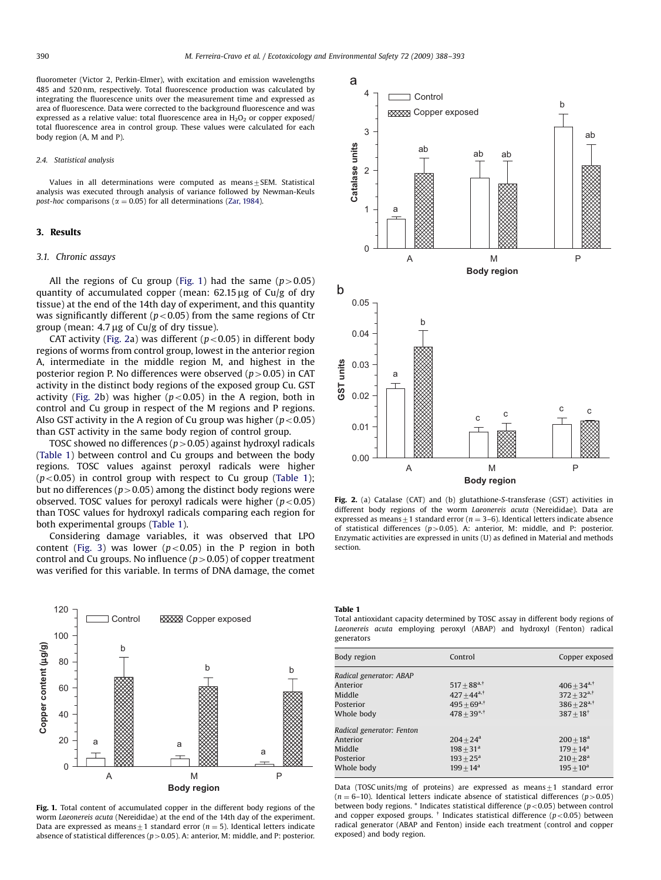fluorometer (Victor 2, Perkin-Elmer), with excitation and emission wavelengths 485 and 520 nm, respectively. Total fluorescence production was calculated by integrating the fluorescence units over the measurement time and expressed as area of fluorescence. Data were corrected to the background fluorescence and was expressed as a relative value: total fluorescence area in $H_2O_2$ or copper exposed/total fluorescence area in control group. These values were calculated for each body region (A, M and P).

### 2.4. Statistical analysis

Values in all determinations were computed as means ± SEM. Statistical analysis was executed through analysis of variance followed by Newman-Keuls *post-hoc* comparisons ($\alpha = 0.05$) for all determinations (Zar, 1984).

## 3. Results

### 3.1. Chronic assays

All the regions of Cu group (Fig. 1) had the same ($p > 0.05$) quantity of accumulated copper (mean: 62.15 μg of Cu/g of dry tissue) at the end of the 14th day of experiment, and this quantity was significantly different ($p < 0.05$) from the same regions of Ctr group (mean: 4.7 μg of Cu/g of dry tissue).

CAT activity (Fig. 2a) was different ($p < 0.05$) in different body regions of worms from control group, lowest in the anterior region A, intermediate in the middle region M, and highest in the posterior region P. No differences were observed ($p > 0.05$) in CAT activity in the distinct body regions of the exposed group Cu. GST activity (Fig. 2b) was higher ($p < 0.05$) in the A region, both in control and Cu group in respect of the M regions and P regions. Also GST activity in the A region of Cu group was higher ($p < 0.05$) than GST activity in the same body region of control group.

TOSC showed no differences ($p > 0.05$) against hydroxyl radicals (Table 1) between control and Cu groups and between the body regions. TOSC values against peroxyl radicals were higher ($p < 0.05$) in control group with respect to Cu group (Table 1); but no differences ($p > 0.05$) among the distinct body regions were observed. TOSC values for peroxyl radicals were higher ($p < 0.05$) than TOSC values for hydroxyl radicals comparing each region for both experimental groups (Table 1).

Considering damage variables, it was observed that LPO content (Fig. 3) was lower ($p < 0.05$) in the P region in both control and Cu groups. No influence ($p > 0.05$) of copper treatment was verified for this variable. In terms of DNA damage, the comet

Copper content (μg/g)
Control
Copper exposed
A M P
Body region

**Fig. 1.** Total content of accumulated copper in the different body regions of the worm *Laeonereis acuta* (Nereididae) at the end of the 14th day of the experiment. Data are expressed as means ± 1 standard error ($n = 5$). Identical letters indicate absence of statistical differences ($p > 0.05$). A: anterior, M: middle, and P: posterior.

a
Catalase units
Control
Copper exposed
A M P
Body region

b
GST units
A M P
Body region

**Fig. 2.** (a) Catalase (CAT) and (b) glutathione-*S*-transferase (GST) activities in different body regions of the worm *Laeonereis acuta* (Nereididae). Data are expressed as means ± 1 standard error ($n = 3$–6). Identical letters indicate absence of statistical differences ($p > 0.05$). A: anterior, M: middle, and P: posterior. Enzymatic activities are expressed in units (U) as defined in Material and methods section.

**Table 1**
Total antioxidant capacity determined by TOSC assay in different body regions of *Laeonereis acuta* employing peroxyl (ABAP) and hydroxyl (Fenton) radical generators

| Body region | Control | Copper exposed |
|---|---|---|
| *Radical generator: ABAP* | | |
| Anterior | 517 ± 88[a,†] | 406 ± 34[a,†] |
| Middle | 427 ± 44[a,†] | 372 ± 32[a,†] |
| Posterior | 495 ± 69[a,†] | 386 ± 28[a,†] |
| Whole body | 478 ± 39[*,†] | 387 ± 18[†] |
| *Radical generator: Fenton* | | |
| Anterior | 204 ± 24[a] | 200 ± 18[a] |
| Middle | 198 ± 31[a] | 179 ± 14[a] |
| Posterior | 193 ± 25[a] | 210 ± 28[a] |
| Whole body | 199 ± 14[a] | 195 ± 10[a] |

Data (TOSC units/mg of proteins) are expressed as means ± 1 standard error ($n = 6$–10). Identical letters indicate absence of statistical differences ($p > 0.05$) between body regions. * Indicates statistical difference ($p < 0.05$) between control and copper exposed groups. † Indicates statistical difference ($p < 0.05$) between radical generator (ABAP and Fenton) inside each treatment (control and copper exposed) and body region.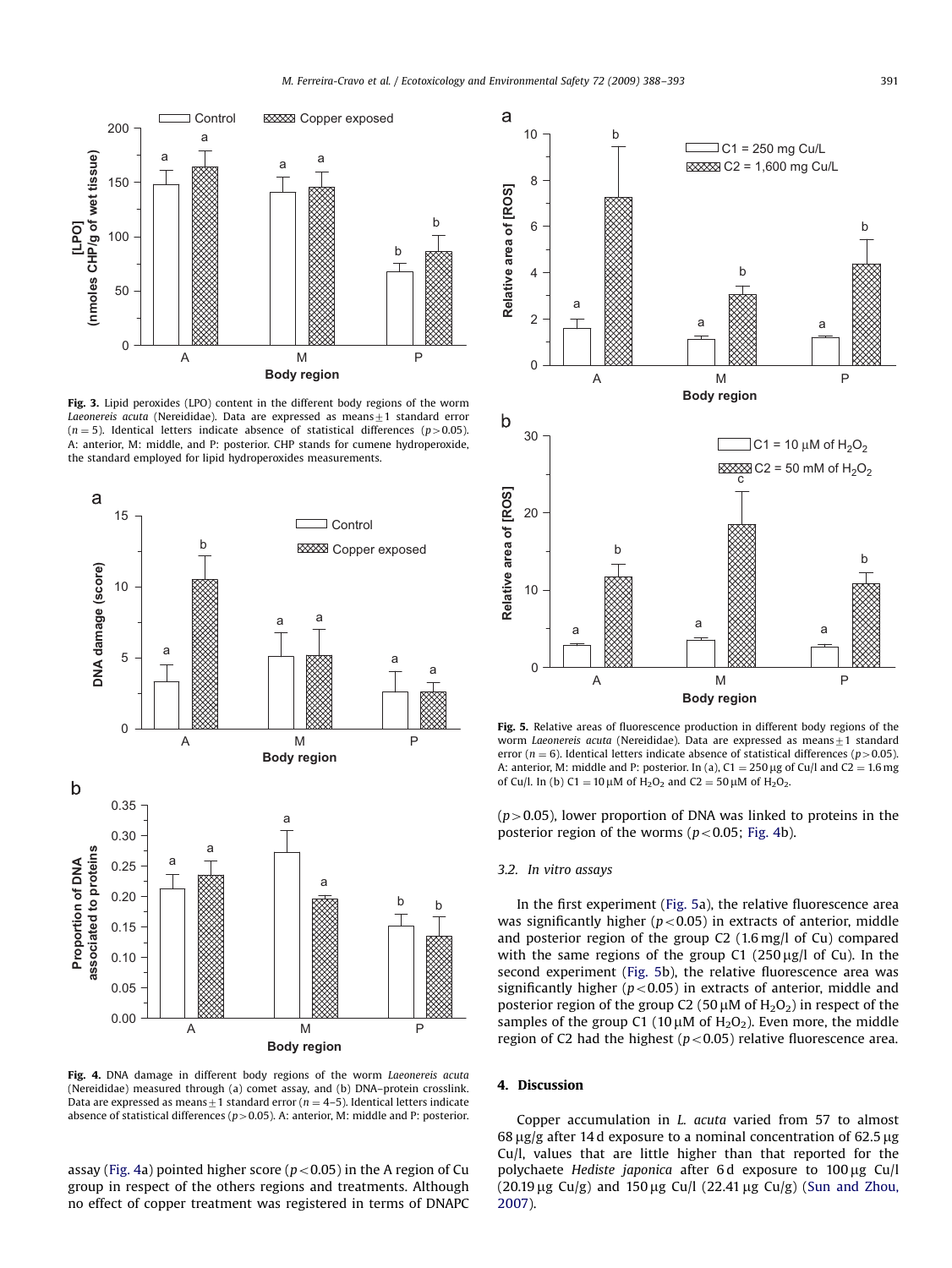Control
Copper exposed

200
150
100
50
0

[LPO]
(nmoles CHP/g of wet tissue)

a a a a b b

A M P
Body region

**Fig. 3.** Lipid peroxides (LPO) content in the different body regions of the worm *Laeonereis acuta* (Nereididae). Data are expressed as means ± 1 standard error ($n = 5$). Identical letters indicate absence of statistical differences ($p > 0.05$). A: anterior, M: middle, and P: posterior. CHP stands for cumene hydroperoxide, the standard employed for lipid hydroperoxides measurements.

a

Control
Copper exposed

15
10
5
0

DNA damage (score)

a b a a a a

A M P
Body region

b

0.35
0.30
0.25
0.20
0.15
0.10
0.05
0.00

Proportion of DNA
associated to proteins

a a a a b b

A M P
Body region

**Fig. 4.** DNA damage in different body regions of the worm *Laeonereis acuta* (Nereididae) measured through (a) comet assay, and (b) DNA–protein crosslink. Data are expressed as means ± 1 standard error ($n = 4$–5). Identical letters indicate absence of statistical differences ($p > 0.05$). A: anterior, M: middle and P: posterior.

a

C1 = 250 mg Cu/L
C2 = 1,600 mg Cu/L

10
8
6
4
2
0

Relative area of [ROS]

a b a b a b

A M P
Body region

b

C1 = 10 μM of $H_2O_2$
C2 = 50 mM of $H_2O_2$

30
20
10
0

Relative area of [ROS]

a b a c a b

A M P
Body region

**Fig. 5.** Relative areas of fluorescence production in different body regions of the worm *Laeonereis acuta* (Nereididae). Data are expressed as means ± 1 standard error ($n = 6$). Identical letters indicate absence of statistical differences ($p > 0.05$). A: anterior, M: middle and P: posterior. In (a), C1 = 250 μg of Cu/l and C2 = 1.6 mg of Cu/l. In (b) C1 = 10 μM of $H_2O_2$ and C2 = 50 μM of $H_2O_2$.

assay (Fig. 4a) pointed higher score ($p < 0.05$) in the A region of Cu group in respect of the others regions and treatments. Although no effect of copper treatment was registered in terms of DNAPC ($p > 0.05$), lower proportion of DNA was linked to proteins in the posterior region of the worms ($p < 0.05$; Fig. 4b).

### 3.2. In vitro assays

In the first experiment (Fig. 5a), the relative fluorescence area was significantly higher ($p < 0.05$) in extracts of anterior, middle and posterior region of the group C2 (1.6 mg/l of Cu) compared with the same regions of the group C1 (250 μg/l of Cu). In the second experiment (Fig. 5b), the relative fluorescence area was significantly higher ($p < 0.05$) in extracts of anterior, middle and posterior region of the group C2 (50 μM of $H_2O_2$) in respect of the samples of the group C1 (10 μM of $H_2O_2$). Even more, the middle region of C2 had the highest ($p < 0.05$) relative fluorescence area.

## 4. Discussion

Copper accumulation in *L. acuta* varied from 57 to almost 68 μg/g after 14 d exposure to a nominal concentration of 62.5 μg Cu/l, values that are little higher than that reported for the polychaete *Hediste japonica* after 6 d exposure to 100 μg Cu/l (20.19 μg Cu/g) and 150 μg Cu/l (22.41 μg Cu/g) (Sun and Zhou, 2007).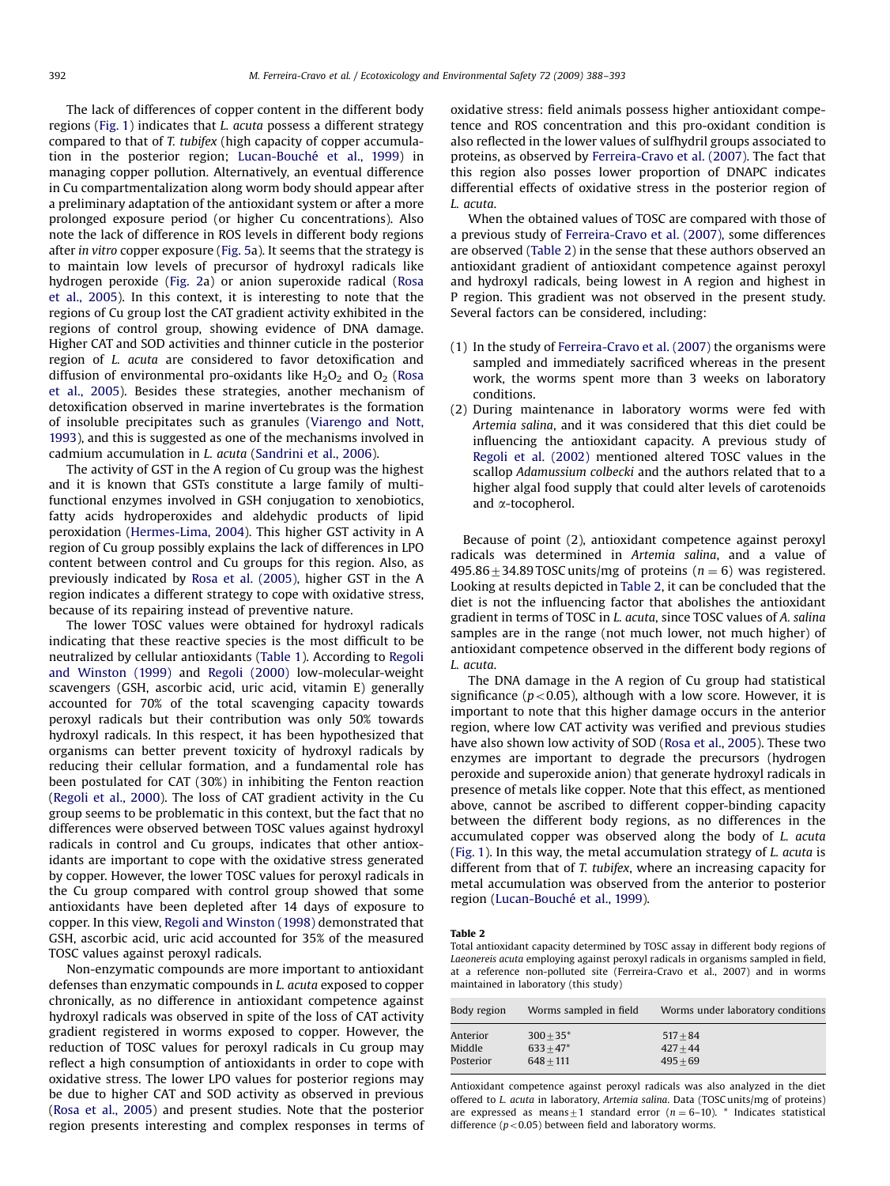The lack of differences of copper content in the different body regions (Fig. 1) indicates that *L. acuta* possess a different strategy compared to that of *T. tubifex* (high capacity of copper accumulation in the posterior region; Lucan-Bouché et al., 1999) in managing copper pollution. Alternatively, an eventual difference in Cu compartmentalization along worm body should appear after a preliminary adaptation of the antioxidant system or after a more prolonged exposure period (or higher Cu concentrations). Also note the lack of difference in ROS levels in different body regions after *in vitro* copper exposure (Fig. 5a). It seems that the strategy is to maintain low levels of precursor of hydroxyl radicals like hydrogen peroxide (Fig. 2a) or anion superoxide radical (Rosa et al., 2005). In this context, it is interesting to note that the regions of Cu group lost the CAT gradient activity exhibited in the regions of control group, showing evidence of DNA damage. Higher CAT and SOD activities and thinner cuticle in the posterior region of *L. acuta* are considered to favor detoxification and diffusion of environmental pro-oxidants like $H_2O_2$ and $O_2$ (Rosa et al., 2005). Besides these strategies, another mechanism of detoxification observed in marine invertebrates is the formation of insoluble precipitates such as granules (Viarengo and Nott, 1993), and this is suggested as one of the mechanisms involved in cadmium accumulation in *L. acuta* (Sandrini et al., 2006).

The activity of GST in the A region of Cu group was the highest and it is known that GSTs constitute a large family of multi-functional enzymes involved in GSH conjugation to xenobiotics, fatty acids hydroperoxides and aldehydic products of lipid peroxidation (Hermes-Lima, 2004). This higher GST activity in A region of Cu group possibly explains the lack of differences in LPO content between control and Cu groups for this region. Also, as previously indicated by Rosa et al. (2005), higher GST in the A region indicates a different strategy to cope with oxidative stress, because of its repairing instead of preventive nature.

The lower TOSC values were obtained for hydroxyl radicals indicating that these reactive species is the most difficult to be neutralized by cellular antioxidants (Table 1). According to Regoli and Winston (1999) and Regoli (2000) low-molecular-weight scavengers (GSH, ascorbic acid, uric acid, vitamin E) generally accounted for 70% of the total scavenging capacity towards peroxyl radicals but their contribution was only 50% towards hydroxyl radicals. In this respect, it has been hypothesized that organisms can better prevent toxicity of hydroxyl radicals by reducing their cellular formation, and a fundamental role has been postulated for CAT (30%) in inhibiting the Fenton reaction (Regoli et al., 2000). The loss of CAT gradient activity in the Cu group seems to be problematic in this context, but the fact that no differences were observed between TOSC values against hydroxyl radicals in control and Cu groups, indicates that other antioxidants are important to cope with the oxidative stress generated by copper. However, the lower TOSC values for peroxyl radicals in the Cu group compared with control group showed that some antioxidants have been depleted after 14 days of exposure to copper. In this view, Regoli and Winston (1998) demonstrated that GSH, ascorbic acid, uric acid accounted for 35% of the measured TOSC values against peroxyl radicals.

Non-enzymatic compounds are more important to antioxidant defenses than enzymatic compounds in *L. acuta* exposed to copper chronically, as no difference in antioxidant competence against hydroxyl radicals was observed in spite of the loss of CAT activity gradient registered in worms exposed to copper. However, the reduction of TOSC values for peroxyl radicals in Cu group may reflect a high consumption of antioxidants in order to cope with oxidative stress. The lower LPO values for posterior regions may be due to higher CAT and SOD activity as observed in previous (Rosa et al., 2005) and present studies. Note that the posterior region presents interesting and complex responses in terms of oxidative stress: field animals possess higher antioxidant competence and ROS concentration and this pro-oxidant condition is also reflected in the lower values of sulfhydril groups associated to proteins, as observed by Ferreira-Cravo et al. (2007). The fact that this region also posses lower proportion of DNAPC indicates differential effects of oxidative stress in the posterior region of *L. acuta*.

When the obtained values of TOSC are compared with those of a previous study of Ferreira-Cravo et al. (2007), some differences are observed (Table 2) in the sense that these authors observed an antioxidant gradient of antioxidant competence against peroxyl and hydroxyl radicals, being lowest in A region and highest in P region. This gradient was not observed in the present study. Several factors can be considered, including:

1. In the study of Ferreira-Cravo et al. (2007) the organisms were sampled and immediately sacrificed whereas in the present work, the worms spent more than 3 weeks on laboratory conditions.
2. During maintenance in laboratory worms were fed with *Artemia salina*, and it was considered that this diet could be influencing the antioxidant capacity. A previous study of Regoli et al. (2002) mentioned altered TOSC values in the scallop *Adamussium colbecki* and the authors related that to a higher algal food supply that could alter levels of carotenoids and α-tocopherol.

Because of point (2), antioxidant competence against peroxyl radicals was determined in *Artemia salina*, and a value of $495.86 \pm 34.89$ TOSC units/mg of proteins ($n = 6$) was registered. Looking at results depicted in Table 2, it can be concluded that the diet is not the influencing factor that abolishes the antioxidant gradient in terms of TOSC in *L. acuta*, since TOSC values of *A. salina* samples are in the range (not much lower, not much higher) of antioxidant competence observed in the different body regions of *L. acuta*.

The DNA damage in the A region of Cu group had statistical significance ($p < 0.05$), although with a low score. However, it is important to note that this higher damage occurs in the anterior region, where low CAT activity was verified and previous studies have also shown low activity of SOD (Rosa et al., 2005). These two enzymes are important to degrade the precursors (hydrogen peroxide and superoxide anion) that generate hydroxyl radicals in presence of metals like copper. Note that this effect, as mentioned above, cannot be ascribed to different copper-binding capacity between the different body regions, as no differences in the accumulated copper was observed along the body of *L. acuta* (Fig. 1). In this way, the metal accumulation strategy of *L. acuta* is different from that of *T. tubifex*, where an increasing capacity for metal accumulation was observed from the anterior to posterior region (Lucan-Bouché et al., 1999).

**Table 2**
Total antioxidant capacity determined by TOSC assay in different body regions of *Laeonereis acuta* employing against peroxyl radicals in organisms sampled in field, at a reference non-polluted site (Ferreira-Cravo et al., 2007) and in worms maintained in laboratory (this study)

| Body region | Worms sampled in field | Worms under laboratory conditions |
|---|---|---|
| Anterior | $300 \pm 35^*$ | $517 \pm 84$ |
| Middle | $633 \pm 47^*$ | $427 \pm 44$ |
| Posterior | $648 \pm 111$ | $495 \pm 69$ |

Antioxidant competence against peroxyl radicals was also analyzed in the diet offered to *L. acuta* in laboratory, *Artemia salina*. Data (TOSC units/mg of proteins) are expressed as means ± 1 standard error ($n = 6$–10). * Indicates statistical difference ($p < 0.05$) between field and laboratory worms.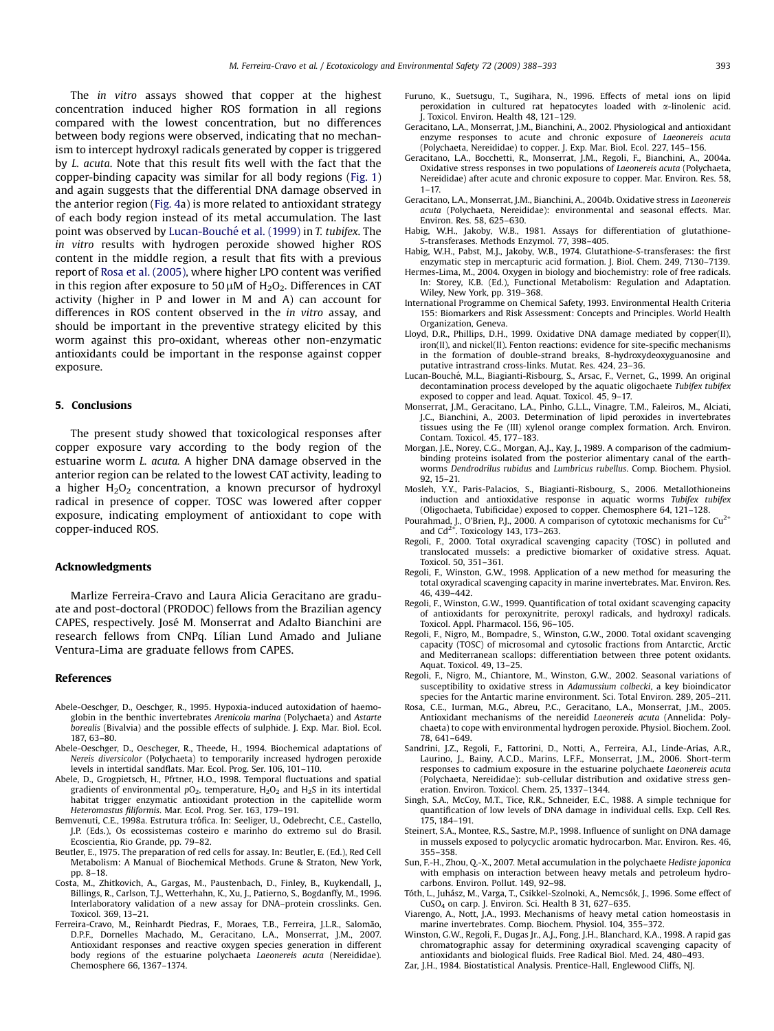The *in vitro* assays showed that copper at the highest concentration induced higher ROS formation in all regions compared with the lowest concentration, but no differences between body regions were observed, indicating that no mechanism to intercept hydroxyl radicals generated by copper is triggered by *L. acuta*. Note that this result fits well with the fact that the copper-binding capacity was similar for all body regions (Fig. 1) and again suggests that the differential DNA damage observed in the anterior region (Fig. 4a) is more related to antioxidant strategy of each body region instead of its metal accumulation. The last point was observed by Lucan-Bouché et al. (1999) in *T. tubifex*. The *in vitro* results with hydrogen peroxide showed higher ROS content in the middle region, a result that fits with a previous report of Rosa et al. (2005), where higher LPO content was verified in this region after exposure to 50 μM of $H_2O_2$. Differences in CAT activity (higher in P and lower in M and A) can account for differences in ROS content observed in the *in vitro* assay, and should be important in the preventive strategy elicited by this worm against this pro-oxidant, whereas other non-enzymatic antioxidants could be important in the response against copper exposure.

## 5. Conclusions

The present study showed that toxicological responses after copper exposure vary according to the body region of the estuarine worm *L. acuta*. A higher DNA damage observed in the anterior region can be related to the lowest CAT activity, leading to a higher $H_2O_2$ concentration, a known precursor of hydroxyl radical in presence of copper. TOSC was lowered after copper exposure, indicating employment of antioxidant to cope with copper-induced ROS.

## Acknowledgments

Marlize Ferreira-Cravo and Laura Alicia Geracitano are graduate and post-doctoral (PRODOC) fellows from the Brazilian agency CAPES, respectively. José M. Monserrat and Adalto Bianchini are research fellows from CNPq. Lílian Lund Amado and Juliane Ventura-Lima are graduate fellows from CAPES.

## References

Abele-Oeschger, D., Oeschger, R., 1995. Hypoxia-induced autoxidation of haemoglobin in the benthic invertebrates *Arenicola marina* (Polychaeta) and *Astarte borealis* (Bivalvia) and the possible effects of sulphide. J. Exp. Mar. Biol. Ecol. 187, 63–80.

Abele-Oeschger, D., Oeschger, R., Theede, H., 1994. Biochemical adaptations of *Nereis diversicolor* (Polychaeta) to temporarily increased hydrogen peroxide levels in intertidal sandflats. Mar. Ecol. Prog. Ser. 106, 101–110.

Abele, D., Grogpietsch, H., Pfrtner, H.O., 1998. Temporal fluctuations and spatial gradients of environmental $pO_2$, temperature, $H_2O_2$ and $H_2S$ in its intertidal habitat trigger enzymatic antioxidant protection in the capitellide worm *Heteromastus filiformis*. Mar. Ecol. Prog. Ser. 163, 179–191.

Bemvenuti, C.E., 1998a. Estrutura trófica. In: Seeliger, U., Odebrecht, C.E., Castello, J.P. (Eds.), Os ecossistemas costeiro e marinho do extremo sul do Brasil. Ecoscientia, Rio Grande, pp. 79–82.

Beutler, E., 1975. The preparation of red cells for assay. In: Beutler, E. (Ed.), Red Cell Metabolism: A Manual of Biochemical Methods. Grune & Straton, New York, pp. 8–18.

Costa, M., Zhitkovich, A., Gargas, M., Paustenbach, D., Finley, B., Kuykendall, J., Billings, R., Carlson, T.J., Wetterhahn, K., Xu, J., Patierno, S., Bogdanffy, M., 1996. Interlaboratory validation of a new assay for DNA–protein crosslinks. Gen. Toxicol. 369, 13–21.

Ferreira-Cravo, M., Reinhardt Piedras, F., Moraes, T.B., Ferreira, J.L.R., Salomão, D.P.F., Dornelles Machado, M., Geracitano, L.A., Monserrat, J.M., 2007. Antioxidant responses and reactive oxygen species generation in different body regions of the estuarine polychaeta *Laeonereis acuta* (Nereididae). Chemosphere 66, 1367–1374.

Furuno, K., Suetsugu, T., Sugihara, N., 1996. Effects of metal ions on lipid peroxidation in cultured rat hepatocytes loaded with α-linolenic acid. J. Toxicol. Environ. Health 48, 121–129.

Geracitano, L.A., Monserrat, J.M., Bianchini, A., 2002. Physiological and antioxidant enzyme responses to acute and chronic exposure of *Laeonereis acuta* (Polychaeta, Nereididae) to copper. J. Exp. Mar. Biol. Ecol. 227, 145–156.

Geracitano, L.A., Bocchetti, R., Monserrat, J.M., Regoli, F., Bianchini, A., 2004a. Oxidative stress responses in two populations of *Laeonereis acuta* (Polychaeta, Nereididae) after acute and chronic exposure to copper. Mar. Environ. Res. 58, 1–17.

Geracitano, L.A., Monserrat, J.M., Bianchini, A., 2004b. Oxidative stress in *Laeonereis acuta* (Polychaeta, Nereididae): environmental and seasonal effects. Mar. Environ. Res. 58, 625–630.

Habig, W.H., Jakoby, W.B., 1981. Assays for differentiation of glutathione-*S*-transferases. Methods Enzymol. 77, 398–405.

Habig, W.H., Pabst, M.J., Jakoby, W.B., 1974. Glutathione-*S*-transferases: the first enzymatic step in mercapturic acid formation. J. Biol. Chem. 249, 7130–7139.

Hermes-Lima, M., 2004. Oxygen in biology and biochemistry: role of free radicals. In: Storey, K.B. (Ed.), Functional Metabolism: Regulation and Adaptation. Wiley, New York, pp. 319–368.

International Programme on Chemical Safety, 1993. Environmental Health Criteria 155: Biomarkers and Risk Assessment: Concepts and Principles. World Health Organization, Geneva.

Lloyd, D.R., Phillips, D.H., 1999. Oxidative DNA damage mediated by copper(II), iron(II), and nickel(II). Fenton reactions: evidence for site-specific mechanisms in the formation of double-strand breaks, 8-hydroxydeoxyguanosine and putative intrastrand cross-links. Mutat. Res. 424, 23–36.

Lucan-Bouché, M.L., Biagianti-Risbourg, S., Arsac, F., Vernet, G., 1999. An original decontamination process developed by the aquatic oligochaete *Tubifex tubifex* exposed to copper and lead. Aquat. Toxicol. 45, 9–17.

Monserrat, J.M., Geracitano, L.A., Pinho, G.L.L., Vinagre, T.M., Faleiros, M., Alciati, J.C., Bianchini, A., 2003. Determination of lipid peroxides in invertebrates tissues using the Fe (III) xylenol orange complex formation. Arch. Environ. Contam. Toxicol. 45, 177–183.

Morgan, J.E., Norey, C.G., Morgan, A.J., Kay, J., 1989. A comparison of the cadmium-binding proteins isolated from the posterior alimentary canal of the earthworms *Dendrodrilus rubidus* and *Lumbricus rubellus*. Comp. Biochem. Physiol. 92, 15–21.

Mosleh, Y.Y., Paris-Palacios, S., Biagianti-Risbourg, S., 2006. Metallothioneins induction and antioxidative response in aquatic worms *Tubifex tubifex* (Oligochaeta, Tubificidae) exposed to copper. Chemosphere 64, 121–128.

Pourahmad, J., O'Brien, P.J., 2000. A comparison of cytotoxic mechanisms for $Cu^{2+}$ and $Cd^{2+}$. Toxicology 143, 173–263.

Regoli, F., 2000. Total oxyradical scavenging capacity (TOSC) in polluted and translocated mussels: a predictive biomarker of oxidative stress. Aquat. Toxicol. 50, 351–361.

Regoli, F., Winston, G.W., 1998. Application of a new method for measuring the total oxyradical scavenging capacity in marine invertebrates. Mar. Environ. Res. 46, 439–442.

Regoli, F., Winston, G.W., 1999. Quantification of total oxidant scavenging capacity of antioxidants for peroxynitrite, peroxyl radicals, and hydroxyl radicals. Toxicol. Appl. Pharmacol. 156, 96–105.

Regoli, F., Nigro, M., Bompadre, S., Winston, G.W., 2000. Total oxidant scavenging capacity (TOSC) of microsomal and cytosolic fractions from Antarctic, Arctic and Mediterranean scallops: differentiation between three potent oxidants. Aquat. Toxicol. 49, 13–25.

Regoli, F., Nigro, M., Chiantore, M., Winston, G.W., 2002. Seasonal variations of susceptibility to oxidative stress in *Adamussium colbecki*, a key bioindicator species for the Antarctic marine environment. Sci. Total Environ. 289, 205–211.

Rosa, C.E., Iurman, M.G., Abreu, P.C., Geracitano, L.A., Monserrat, J.M., 2005. Antioxidant mechanisms of the nereidid *Laeonereis acuta* (Annelida: Polychaeta) to cope with environmental hydrogen peroxide. Physiol. Biochem. Zool. 78, 641–649.

Sandrini, J.Z., Regoli, F., Fattorini, D., Notti, A., Ferreira, A.I., Linde-Arias, A.R., Laurino, J., Bainy, A.C.D., Marins, L.F.F., Monserrat, J.M., 2006. Short-term responses to cadmium exposure in the estuarine polychaete *Laeonereis acuta* (Polychaeta, Nereididae): sub-cellular distribution and oxidative stress generation. Environ. Toxicol. Chem. 25, 1337–1344.

Singh, S.A., McCoy, M.T., Tice, R.R., Schneider, E.C., 1988. A simple technique for quantification of low levels of DNA damage in individual cells. Exp. Cell Res. 175, 184–191.

Steinert, S.A., Montee, R.S., Sastre, M.P., 1998. Influence of sunlight on DNA damage in mussels exposed to polycyclic aromatic hydrocarbon. Mar. Environ. Res. 46, 355–358.

Sun, F.-H., Zhou, Q.-X., 2007. Metal accumulation in the polychaete *Hediste japonica* with emphasis on interaction between heavy metals and petroleum hydrocarbons. Environ. Pollut. 149, 92–98.

Tóth, L., Juhász, M., Varga, T., Csikkel-Szolnoki, A., Nemcsók, J., 1996. Some effect of $CuSO_4$ on carp. J. Environ. Sci. Health B 31, 627–635.

Viarengo, A., Nott, J.A., 1993. Mechanisms of heavy metal cation homeostasis in marine invertebrates. Comp. Biochem. Physiol. 104, 355–372.

Winston, G.W., Regoli, F., Dugas Jr., A.J., Fong, J.H., Blanchard, K.A., 1998. A rapid gas chromatographic assay for determining oxyradical scavenging capacity of antioxidants and biological fluids. Free Radical Biol. Med. 24, 480–493.

Zar, J.H., 1984. Biostatistical Analysis. Prentice-Hall, Englewood Cliffs, NJ.